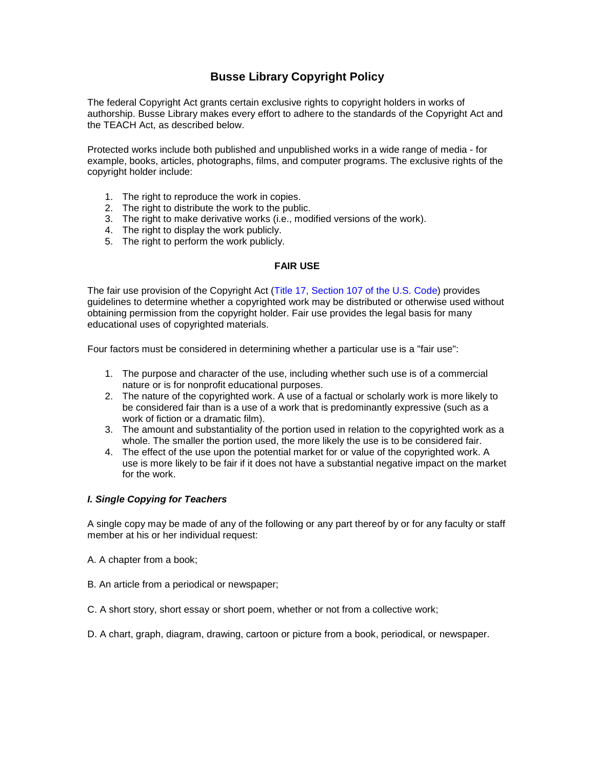# Busse Library Copyright Policy

The federal Copyright Act grants certain exclusive rights to copyright holders in works of authorship. Busse Library makes every effort to adhere to the standards of the Copyright Act and the TEACH Act, as described below.

Protected works include both published and unpublished works in a wide range of media - for example, books, articles, photographs, films, and computer programs. The exclusive rights of the copyright holder include:

1. The right to reproduce the work in copies.
2. The right to distribute the work to the public.
3. The right to make derivative works (i.e., modified versions of the work).
4. The right to display the work publicly.
5. The right to perform the work publicly.

## FAIR USE

The fair use provision of the Copyright Act (Title 17, Section 107 of the U.S. Code) provides guidelines to determine whether a copyrighted work may be distributed or otherwise used without obtaining permission from the copyright holder. Fair use provides the legal basis for many educational uses of copyrighted materials.

Four factors must be considered in determining whether a particular use is a "fair use":

1. The purpose and character of the use, including whether such use is of a commercial nature or is for nonprofit educational purposes.
2. The nature of the copyrighted work. A use of a factual or scholarly work is more likely to be considered fair than is a use of a work that is predominantly expressive (such as a work of fiction or a dramatic film).
3. The amount and substantiality of the portion used in relation to the copyrighted work as a whole. The smaller the portion used, the more likely the use is to be considered fair.
4. The effect of the use upon the potential market for or value of the copyrighted work. A use is more likely to be fair if it does not have a substantial negative impact on the market for the work.

### *I. Single Copying for Teachers*

A single copy may be made of any of the following or any part thereof by or for any faculty or staff member at his or her individual request:

A. A chapter from a book;

B. An article from a periodical or newspaper;

C. A short story, short essay or short poem, whether or not from a collective work;

D. A chart, graph, diagram, drawing, cartoon or picture from a book, periodical, or newspaper.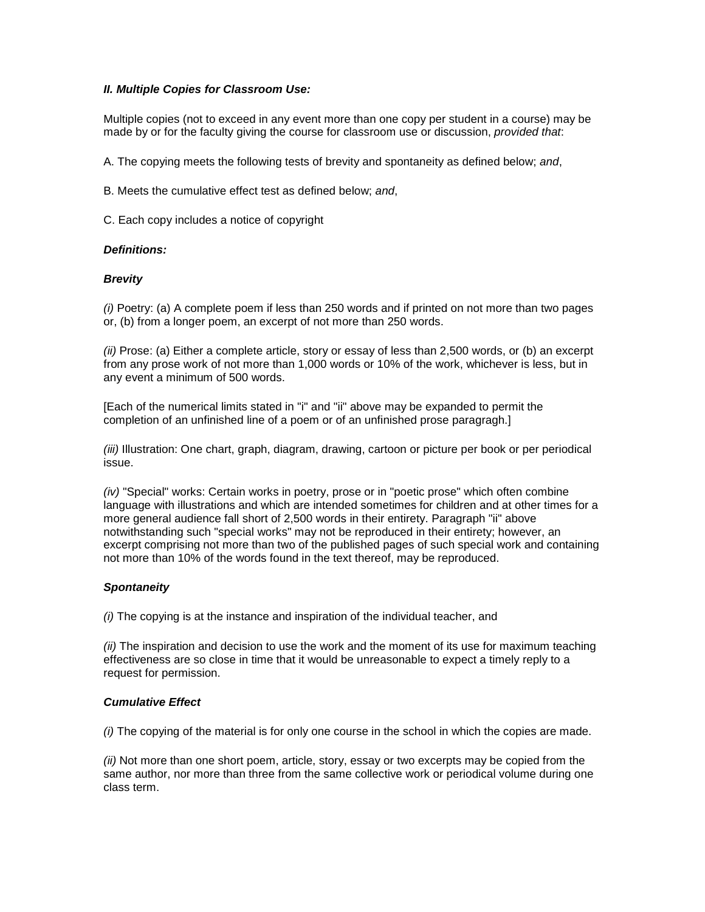***II. Multiple Copies for Classroom Use:***

Multiple copies (not to exceed in any event more than one copy per student in a course) may be made by or for the faculty giving the course for classroom use or discussion, *provided that*:

A. The copying meets the following tests of brevity and spontaneity as defined below; *and*,

B. Meets the cumulative effect test as defined below; *and*,

C. Each copy includes a notice of copyright

***Definitions:***

***Brevity***

*(i)* Poetry: (a) A complete poem if less than 250 words and if printed on not more than two pages or, (b) from a longer poem, an excerpt of not more than 250 words.

*(ii)* Prose: (a) Either a complete article, story or essay of less than 2,500 words, or (b) an excerpt from any prose work of not more than 1,000 words or 10% of the work, whichever is less, but in any event a minimum of 500 words.

[Each of the numerical limits stated in "i" and "ii" above may be expanded to permit the completion of an unfinished line of a poem or of an unfinished prose paragragh.]

*(iii)* Illustration: One chart, graph, diagram, drawing, cartoon or picture per book or per periodical issue.

*(iv)* "Special" works: Certain works in poetry, prose or in "poetic prose" which often combine language with illustrations and which are intended sometimes for children and at other times for a more general audience fall short of 2,500 words in their entirety. Paragraph "ii" above notwithstanding such "special works" may not be reproduced in their entirety; however, an excerpt comprising not more than two of the published pages of such special work and containing not more than 10% of the words found in the text thereof, may be reproduced.

***Spontaneity***

*(i)* The copying is at the instance and inspiration of the individual teacher, and

*(ii)* The inspiration and decision to use the work and the moment of its use for maximum teaching effectiveness are so close in time that it would be unreasonable to expect a timely reply to a request for permission.

***Cumulative Effect***

*(i)* The copying of the material is for only one course in the school in which the copies are made.

*(ii)* Not more than one short poem, article, story, essay or two excerpts may be copied from the same author, nor more than three from the same collective work or periodical volume during one class term.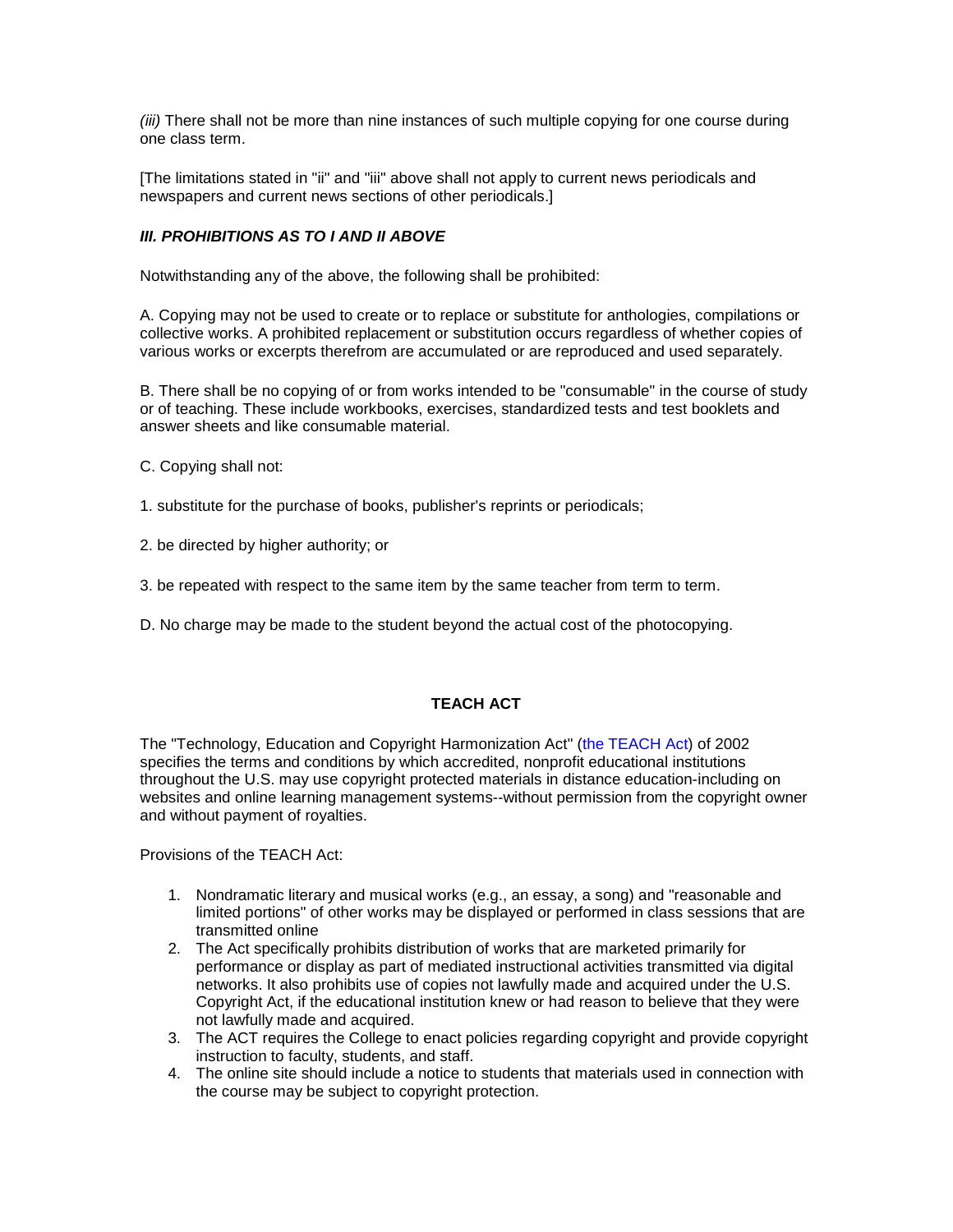*(iii)* There shall not be more than nine instances of such multiple copying for one course during one class term.

[The limitations stated in "ii" and "iii" above shall not apply to current news periodicals and newspapers and current news sections of other periodicals.]

***III. PROHIBITIONS AS TO I AND II ABOVE***

Notwithstanding any of the above, the following shall be prohibited:

A. Copying may not be used to create or to replace or substitute for anthologies, compilations or collective works. A prohibited replacement or substitution occurs regardless of whether copies of various works or excerpts therefrom are accumulated or are reproduced and used separately.

B. There shall be no copying of or from works intended to be "consumable" in the course of study or of teaching. These include workbooks, exercises, standardized tests and test booklets and answer sheets and like consumable material.

C. Copying shall not:

1. substitute for the purchase of books, publisher's reprints or periodicals;

2. be directed by higher authority; or

3. be repeated with respect to the same item by the same teacher from term to term.

D. No charge may be made to the student beyond the actual cost of the photocopying.

## TEACH ACT

The "Technology, Education and Copyright Harmonization Act" (the TEACH Act) of 2002 specifies the terms and conditions by which accredited, nonprofit educational institutions throughout the U.S. may use copyright protected materials in distance education-including on websites and online learning management systems--without permission from the copyright owner and without payment of royalties.

Provisions of the TEACH Act:

1. Nondramatic literary and musical works (e.g., an essay, a song) and "reasonable and limited portions" of other works may be displayed or performed in class sessions that are transmitted online
2. The Act specifically prohibits distribution of works that are marketed primarily for performance or display as part of mediated instructional activities transmitted via digital networks. It also prohibits use of copies not lawfully made and acquired under the U.S. Copyright Act, if the educational institution knew or had reason to believe that they were not lawfully made and acquired.
3. The ACT requires the College to enact policies regarding copyright and provide copyright instruction to faculty, students, and staff.
4. The online site should include a notice to students that materials used in connection with the course may be subject to copyright protection.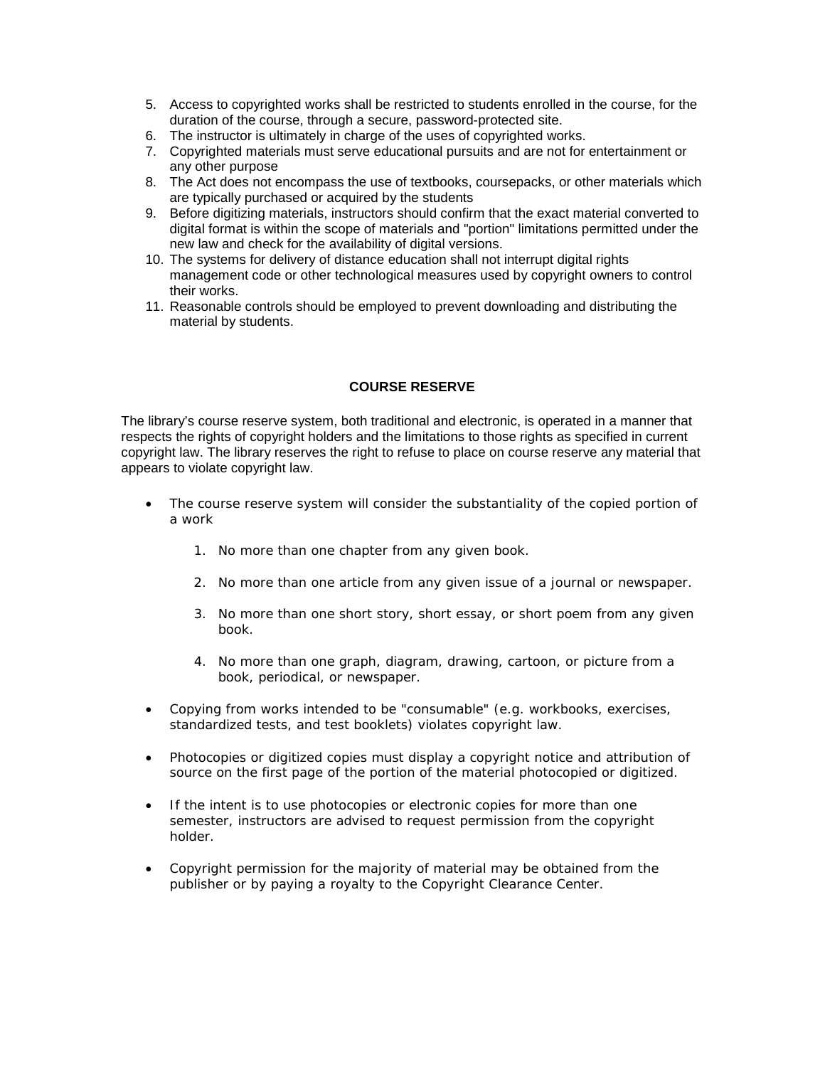5. Access to copyrighted works shall be restricted to students enrolled in the course, for the duration of the course, through a secure, password-protected site.
6. The instructor is ultimately in charge of the uses of copyrighted works.
7. Copyrighted materials must serve educational pursuits and are not for entertainment or any other purpose
8. The Act does not encompass the use of textbooks, coursepacks, or other materials which are typically purchased or acquired by the students
9. Before digitizing materials, instructors should confirm that the exact material converted to digital format is within the scope of materials and "portion" limitations permitted under the new law and check for the availability of digital versions.
10. The systems for delivery of distance education shall not interrupt digital rights management code or other technological measures used by copyright owners to control their works.
11. Reasonable controls should be employed to prevent downloading and distributing the material by students.

## COURSE RESERVE

The library's course reserve system, both traditional and electronic, is operated in a manner that respects the rights of copyright holders and the limitations to those rights as specified in current copyright law. The library reserves the right to refuse to place on course reserve any material that appears to violate copyright law.

- The course reserve system will consider the substantiality of the copied portion of a work

  1. No more than one chapter from any given book.

  2. No more than one article from any given issue of a journal or newspaper.

  3. No more than one short story, short essay, or short poem from any given book.

  4. No more than one graph, diagram, drawing, cartoon, or picture from a book, periodical, or newspaper.

- Copying from works intended to be "consumable" (e.g. workbooks, exercises, standardized tests, and test booklets) violates copyright law.

- Photocopies or digitized copies must display a copyright notice and attribution of source on the first page of the portion of the material photocopied or digitized.

- If the intent is to use photocopies or electronic copies for more than one semester, instructors are advised to request permission from the copyright holder.

- Copyright permission for the majority of material may be obtained from the publisher or by paying a royalty to the Copyright Clearance Center.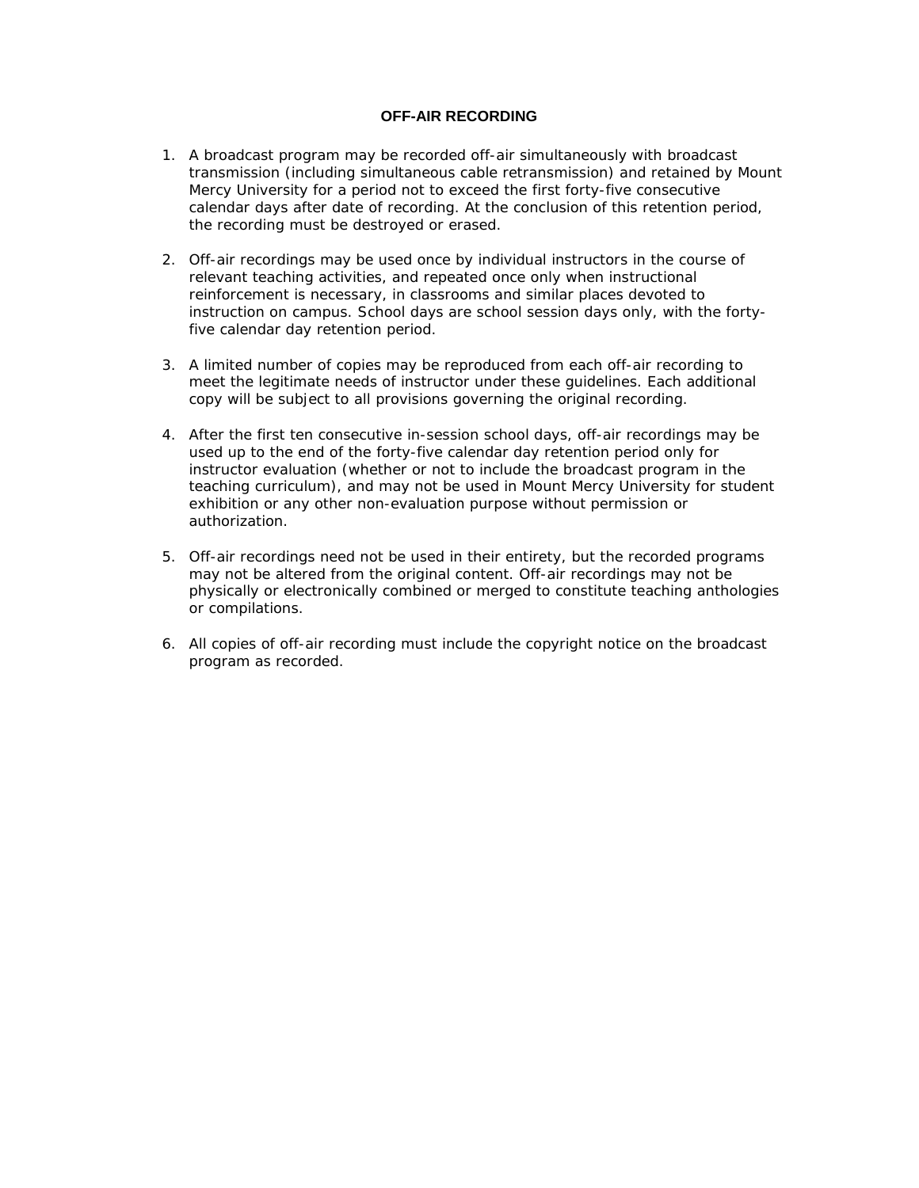## OFF-AIR RECORDING

1. A broadcast program may be recorded off-air simultaneously with broadcast transmission (including simultaneous cable retransmission) and retained by Mount Mercy University for a period not to exceed the first forty-five consecutive calendar days after date of recording. At the conclusion of this retention period, the recording must be destroyed or erased.

2. Off-air recordings may be used once by individual instructors in the course of relevant teaching activities, and repeated once only when instructional reinforcement is necessary, in classrooms and similar places devoted to instruction on campus. School days are school session days only, with the forty-five calendar day retention period.

3. A limited number of copies may be reproduced from each off-air recording to meet the legitimate needs of instructor under these guidelines. Each additional copy will be subject to all provisions governing the original recording.

4. After the first ten consecutive in-session school days, off-air recordings may be used up to the end of the forty-five calendar day retention period only for instructor evaluation (whether or not to include the broadcast program in the teaching curriculum), and may not be used in Mount Mercy University for student exhibition or any other non-evaluation purpose without permission or authorization.

5. Off-air recordings need not be used in their entirety, but the recorded programs may not be altered from the original content. Off-air recordings may not be physically or electronically combined or merged to constitute teaching anthologies or compilations.

6. All copies of off-air recording must include the copyright notice on the broadcast program as recorded.